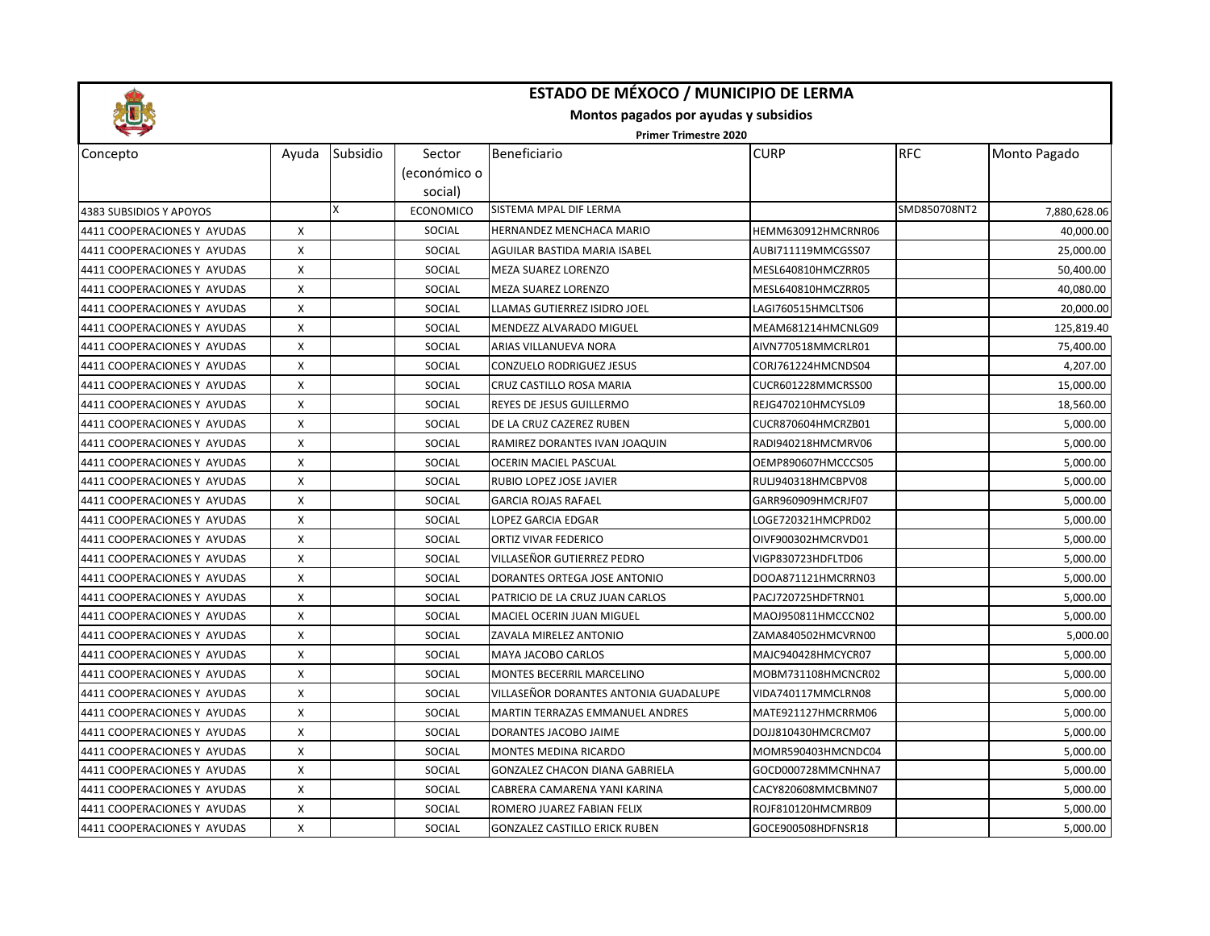# ESTADO DE MÉXOCO / MUNICIPIO DE LERMA

## Montos pagados por ayudas y subsidios

### Primer Trimestre 2020

| Concepto | Ayuda | Subsidio | Sector (económico o social) | Beneficiario | CURP | RFC | Monto Pagado |
|---|---|---|---|---|---|---|---|
| 4383 SUBSIDIOS Y APOYOS | | X | ECONOMICO | SISTEMA MPAL DIF LERMA | | SMD850708NT2 | 7,880,628.06 |
| 4411 COOPERACIONES Y AYUDAS | X | | SOCIAL | HERNANDEZ MENCHACA MARIO | HEMM630912HMCRNR06 | | 40,000.00 |
| 4411 COOPERACIONES Y AYUDAS | X | | SOCIAL | AGUILAR BASTIDA MARIA ISABEL | AUBI711119MMCGSS07 | | 25,000.00 |
| 4411 COOPERACIONES Y AYUDAS | X | | SOCIAL | MEZA SUAREZ LORENZO | MESL640810HMCZRR05 | | 50,400.00 |
| 4411 COOPERACIONES Y AYUDAS | X | | SOCIAL | MEZA SUAREZ LORENZO | MESL640810HMCZRR05 | | 40,080.00 |
| 4411 COOPERACIONES Y AYUDAS | X | | SOCIAL | LLAMAS GUTIERREZ ISIDRO JOEL | LAGI760515HMCLTS06 | | 20,000.00 |
| 4411 COOPERACIONES Y AYUDAS | X | | SOCIAL | MENDEZZ ALVARADO MIGUEL | MEAM681214HMCNLG09 | | 125,819.40 |
| 4411 COOPERACIONES Y AYUDAS | X | | SOCIAL | ARIAS VILLANUEVA NORA | AIVN770518MMCRLR01 | | 75,400.00 |
| 4411 COOPERACIONES Y AYUDAS | X | | SOCIAL | CONZUELO RODRIGUEZ JESUS | CORJ761224HMCNDS04 | | 4,207.00 |
| 4411 COOPERACIONES Y AYUDAS | X | | SOCIAL | CRUZ CASTILLO ROSA MARIA | CUCR601228MMCRSS00 | | 15,000.00 |
| 4411 COOPERACIONES Y AYUDAS | X | | SOCIAL | REYES DE JESUS GUILLERMO | REJG470210HMCYSL09 | | 18,560.00 |
| 4411 COOPERACIONES Y AYUDAS | X | | SOCIAL | DE LA CRUZ CAZEREZ RUBEN | CUCR870604HMCRZB01 | | 5,000.00 |
| 4411 COOPERACIONES Y AYUDAS | X | | SOCIAL | RAMIREZ DORANTES IVAN JOAQUIN | RADI940218HMCMRV06 | | 5,000.00 |
| 4411 COOPERACIONES Y AYUDAS | X | | SOCIAL | OCERIN MACIEL PASCUAL | OEMP890607HMCCCS05 | | 5,000.00 |
| 4411 COOPERACIONES Y AYUDAS | X | | SOCIAL | RUBIO LOPEZ JOSE JAVIER | RULJ940318HMCBPV08 | | 5,000.00 |
| 4411 COOPERACIONES Y AYUDAS | X | | SOCIAL | GARCIA ROJAS RAFAEL | GARR960909HMCRJF07 | | 5,000.00 |
| 4411 COOPERACIONES Y AYUDAS | X | | SOCIAL | LOPEZ GARCIA EDGAR | LOGE720321HMCPRD02 | | 5,000.00 |
| 4411 COOPERACIONES Y AYUDAS | X | | SOCIAL | ORTIZ VIVAR FEDERICO | OIVF900302HMCRVD01 | | 5,000.00 |
| 4411 COOPERACIONES Y AYUDAS | X | | SOCIAL | VILLASEÑOR GUTIERREZ PEDRO | VIGP830723HDFLTD06 | | 5,000.00 |
| 4411 COOPERACIONES Y AYUDAS | X | | SOCIAL | DORANTES ORTEGA JOSE ANTONIO | DOOA871121HMCRRN03 | | 5,000.00 |
| 4411 COOPERACIONES Y AYUDAS | X | | SOCIAL | PATRICIO DE LA CRUZ JUAN CARLOS | PACJ720725HDFTRN01 | | 5,000.00 |
| 4411 COOPERACIONES Y AYUDAS | X | | SOCIAL | MACIEL OCERIN JUAN MIGUEL | MAOJ950811HMCCCN02 | | 5,000.00 |
| 4411 COOPERACIONES Y AYUDAS | X | | SOCIAL | ZAVALA MIRELEZ ANTONIO | ZAMA840502HMCVRN00 | | 5,000.00 |
| 4411 COOPERACIONES Y AYUDAS | X | | SOCIAL | MAYA JACOBO CARLOS | MAJC940428HMCYCR07 | | 5,000.00 |
| 4411 COOPERACIONES Y AYUDAS | X | | SOCIAL | MONTES BECERRIL MARCELINO | MOBM731108HMCNCR02 | | 5,000.00 |
| 4411 COOPERACIONES Y AYUDAS | X | | SOCIAL | VILLASEÑOR DORANTES ANTONIA GUADALUPE | VIDA740117MMCLRN08 | | 5,000.00 |
| 4411 COOPERACIONES Y AYUDAS | X | | SOCIAL | MARTIN TERRAZAS EMMANUEL ANDRES | MATE921127HMCRRM06 | | 5,000.00 |
| 4411 COOPERACIONES Y AYUDAS | X | | SOCIAL | DORANTES JACOBO JAIME | DOJJ810430HMCRCM07 | | 5,000.00 |
| 4411 COOPERACIONES Y AYUDAS | X | | SOCIAL | MONTES MEDINA RICARDO | MOMR590403HMCNDC04 | | 5,000.00 |
| 4411 COOPERACIONES Y AYUDAS | X | | SOCIAL | GONZALEZ CHACON DIANA GABRIELA | GOCD000728MMCNHNA7 | | 5,000.00 |
| 4411 COOPERACIONES Y AYUDAS | X | | SOCIAL | CABRERA CAMARENA YANI KARINA | CACY820608MMCBMN07 | | 5,000.00 |
| 4411 COOPERACIONES Y AYUDAS | X | | SOCIAL | ROMERO JUAREZ FABIAN FELIX | ROJF810120HMCMRB09 | | 5,000.00 |
| 4411 COOPERACIONES Y AYUDAS | X | | SOCIAL | GONZALEZ CASTILLO ERICK RUBEN | GOCE900508HDFNSR18 | | 5,000.00 |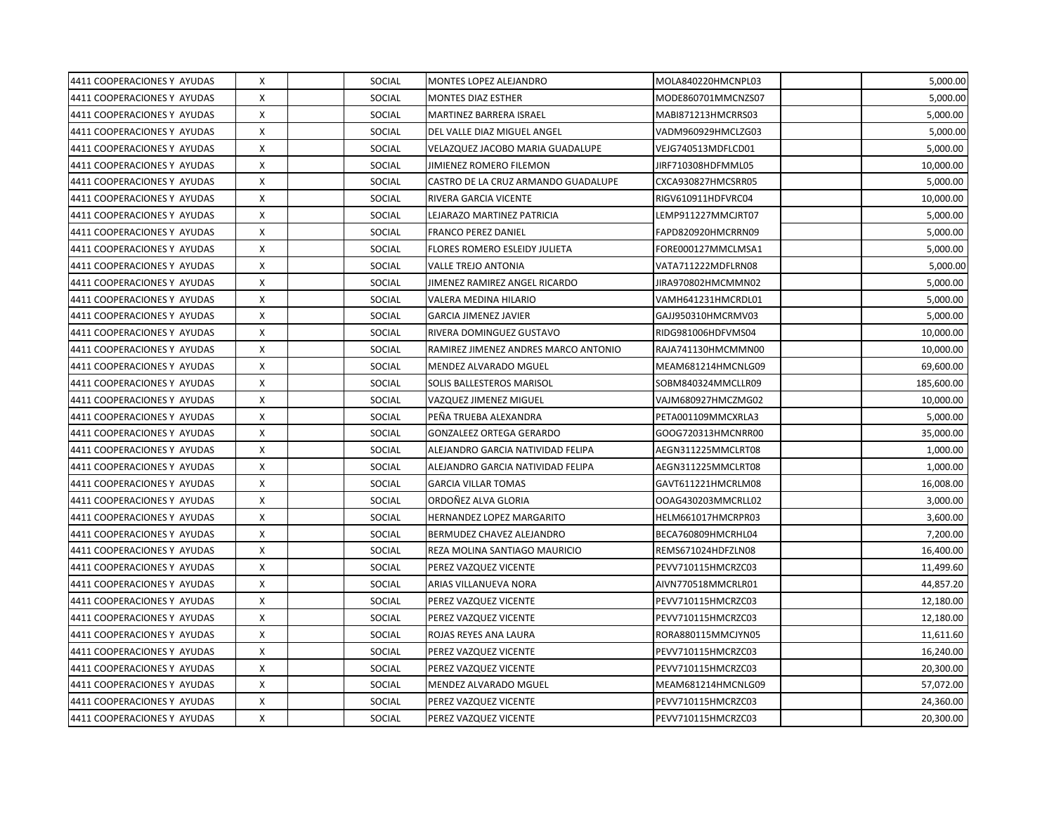| | | | | | | | |
|---|---|---|---|---|---|---|---|
| 4411 COOPERACIONES Y AYUDAS | X | | SOCIAL | MONTES LOPEZ ALEJANDRO | MOLA840220HMCNPL03 | | 5,000.00 |
| 4411 COOPERACIONES Y AYUDAS | X | | SOCIAL | MONTES DIAZ ESTHER | MODE860701MMCNZS07 | | 5,000.00 |
| 4411 COOPERACIONES Y AYUDAS | X | | SOCIAL | MARTINEZ BARRERA ISRAEL | MABI871213HMCRRS03 | | 5,000.00 |
| 4411 COOPERACIONES Y AYUDAS | X | | SOCIAL | DEL VALLE DIAZ MIGUEL ANGEL | VADM960929HMCLZG03 | | 5,000.00 |
| 4411 COOPERACIONES Y AYUDAS | X | | SOCIAL | VELAZQUEZ JACOBO MARIA GUADALUPE | VEJG740513MDFLCD01 | | 5,000.00 |
| 4411 COOPERACIONES Y AYUDAS | X | | SOCIAL | JIMIENEZ ROMERO FILEMON | JIRF710308HDFMML05 | | 10,000.00 |
| 4411 COOPERACIONES Y AYUDAS | X | | SOCIAL | CASTRO DE LA CRUZ ARMANDO GUADALUPE | CXCA930827HMCSRR05 | | 5,000.00 |
| 4411 COOPERACIONES Y AYUDAS | X | | SOCIAL | RIVERA GARCIA VICENTE | RIGV610911HDFVRC04 | | 10,000.00 |
| 4411 COOPERACIONES Y AYUDAS | X | | SOCIAL | LEJARAZO MARTINEZ PATRICIA | LEMP911227MMCJRT07 | | 5,000.00 |
| 4411 COOPERACIONES Y AYUDAS | X | | SOCIAL | FRANCO PEREZ DANIEL | FAPD820920HMCRRN09 | | 5,000.00 |
| 4411 COOPERACIONES Y AYUDAS | X | | SOCIAL | FLORES ROMERO ESLEIDY JULIETA | FORE000127MMCLMSA1 | | 5,000.00 |
| 4411 COOPERACIONES Y AYUDAS | X | | SOCIAL | VALLE TREJO ANTONIA | VATA711222MDFLRN08 | | 5,000.00 |
| 4411 COOPERACIONES Y AYUDAS | X | | SOCIAL | JIMENEZ RAMIREZ ANGEL RICARDO | JIRA970802HMCMMN02 | | 5,000.00 |
| 4411 COOPERACIONES Y AYUDAS | X | | SOCIAL | VALERA MEDINA HILARIO | VAMH641231HMCRDL01 | | 5,000.00 |
| 4411 COOPERACIONES Y AYUDAS | X | | SOCIAL | GARCIA JIMENEZ JAVIER | GAJJ950310HMCRMV03 | | 5,000.00 |
| 4411 COOPERACIONES Y AYUDAS | X | | SOCIAL | RIVERA DOMINGUEZ GUSTAVO | RIDG981006HDFVMS04 | | 10,000.00 |
| 4411 COOPERACIONES Y AYUDAS | X | | SOCIAL | RAMIREZ JIMENEZ ANDRES MARCO ANTONIO | RAJA741130HMCMMN00 | | 10,000.00 |
| 4411 COOPERACIONES Y AYUDAS | X | | SOCIAL | MENDEZ ALVARADO MGUEL | MEAM681214HMCNLG09 | | 69,600.00 |
| 4411 COOPERACIONES Y AYUDAS | X | | SOCIAL | SOLIS BALLESTEROS MARISOL | SOBM840324MMCLLR09 | | 185,600.00 |
| 4411 COOPERACIONES Y AYUDAS | X | | SOCIAL | VAZQUEZ JIMENEZ MIGUEL | VAJM680927HMCZMG02 | | 10,000.00 |
| 4411 COOPERACIONES Y AYUDAS | X | | SOCIAL | PEÑA TRUEBA ALEXANDRA | PETA001109MMCXRLA3 | | 5,000.00 |
| 4411 COOPERACIONES Y AYUDAS | X | | SOCIAL | GONZALEEZ ORTEGA GERARDO | GOOG720313HMCNRR00 | | 35,000.00 |
| 4411 COOPERACIONES Y AYUDAS | X | | SOCIAL | ALEJANDRO GARCIA NATIVIDAD FELIPA | AEGN311225MMCLRT08 | | 1,000.00 |
| 4411 COOPERACIONES Y AYUDAS | X | | SOCIAL | ALEJANDRO GARCIA NATIVIDAD FELIPA | AEGN311225MMCLRT08 | | 1,000.00 |
| 4411 COOPERACIONES Y AYUDAS | X | | SOCIAL | GARCIA VILLAR TOMAS | GAVT611221HMCRLM08 | | 16,008.00 |
| 4411 COOPERACIONES Y AYUDAS | X | | SOCIAL | ORDOÑEZ ALVA GLORIA | OOAG430203MMCRLL02 | | 3,000.00 |
| 4411 COOPERACIONES Y AYUDAS | X | | SOCIAL | HERNANDEZ LOPEZ MARGARITO | HELM661017HMCRPR03 | | 3,600.00 |
| 4411 COOPERACIONES Y AYUDAS | X | | SOCIAL | BERMUDEZ CHAVEZ ALEJANDRO | BECA760809HMCRHL04 | | 7,200.00 |
| 4411 COOPERACIONES Y AYUDAS | X | | SOCIAL | REZA MOLINA SANTIAGO MAURICIO | REMS671024HDFZLN08 | | 16,400.00 |
| 4411 COOPERACIONES Y AYUDAS | X | | SOCIAL | PEREZ VAZQUEZ VICENTE | PEVV710115HMCRZC03 | | 11,499.60 |
| 4411 COOPERACIONES Y AYUDAS | X | | SOCIAL | ARIAS VILLANUEVA NORA | AIVN770518MMCRLR01 | | 44,857.20 |
| 4411 COOPERACIONES Y AYUDAS | X | | SOCIAL | PEREZ VAZQUEZ VICENTE | PEVV710115HMCRZC03 | | 12,180.00 |
| 4411 COOPERACIONES Y AYUDAS | X | | SOCIAL | PEREZ VAZQUEZ VICENTE | PEVV710115HMCRZC03 | | 12,180.00 |
| 4411 COOPERACIONES Y AYUDAS | X | | SOCIAL | ROJAS REYES ANA LAURA | RORA880115MMCJYN05 | | 11,611.60 |
| 4411 COOPERACIONES Y AYUDAS | X | | SOCIAL | PEREZ VAZQUEZ VICENTE | PEVV710115HMCRZC03 | | 16,240.00 |
| 4411 COOPERACIONES Y AYUDAS | X | | SOCIAL | PEREZ VAZQUEZ VICENTE | PEVV710115HMCRZC03 | | 20,300.00 |
| 4411 COOPERACIONES Y AYUDAS | X | | SOCIAL | MENDEZ ALVARADO MGUEL | MEAM681214HMCNLG09 | | 57,072.00 |
| 4411 COOPERACIONES Y AYUDAS | X | | SOCIAL | PEREZ VAZQUEZ VICENTE | PEVV710115HMCRZC03 | | 24,360.00 |
| 4411 COOPERACIONES Y AYUDAS | X | | SOCIAL | PEREZ VAZQUEZ VICENTE | PEVV710115HMCRZC03 | | 20,300.00 |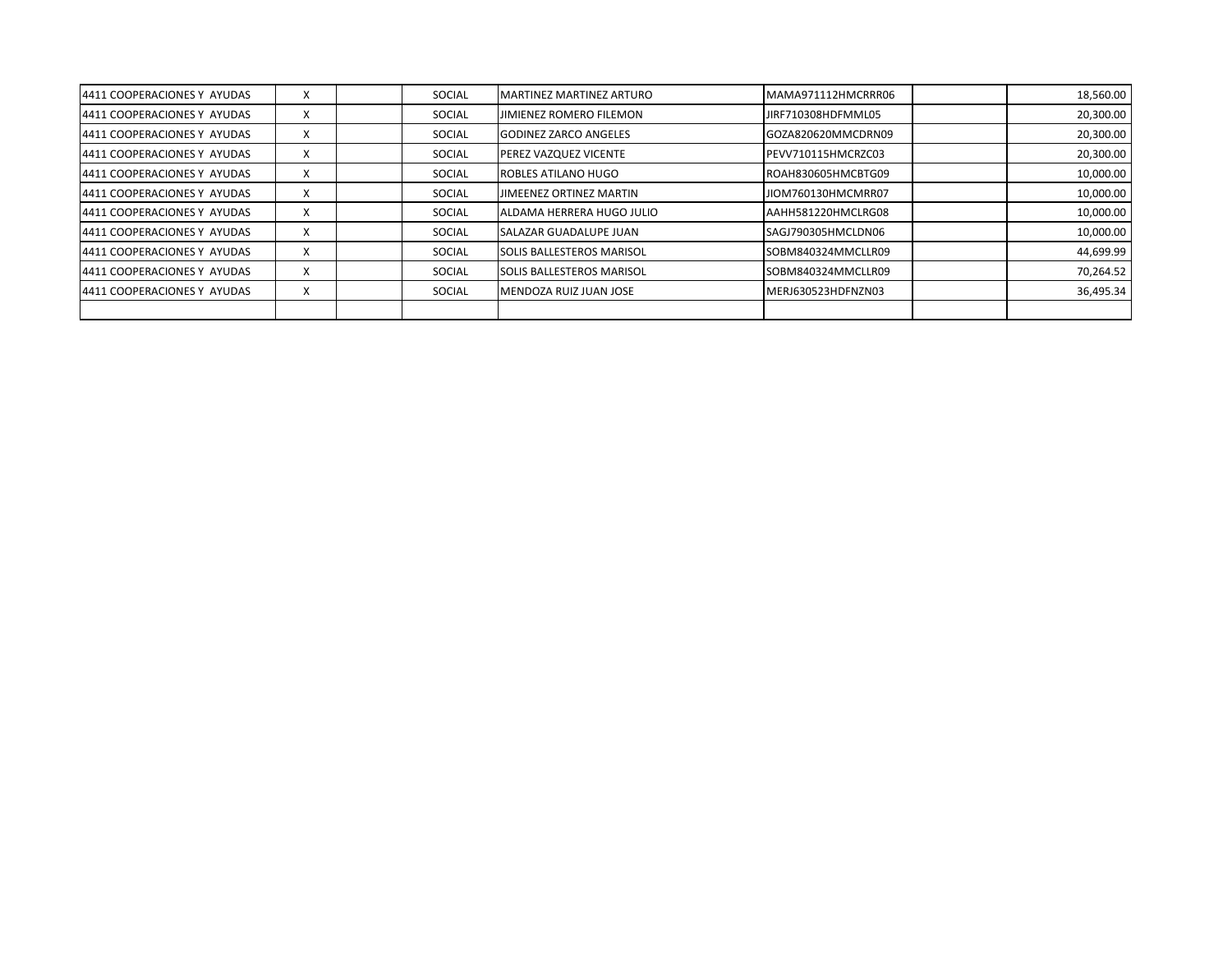| | | | | | | | |
|---|---|---|---|---|---|---|---|
| 4411 COOPERACIONES Y AYUDAS | X | | SOCIAL | MARTINEZ MARTINEZ ARTURO | MAMA971112HMCRRR06 | | 18,560.00 |
| 4411 COOPERACIONES Y AYUDAS | X | | SOCIAL | JIMIENEZ ROMERO FILEMON | JIRF710308HDFMML05 | | 20,300.00 |
| 4411 COOPERACIONES Y AYUDAS | X | | SOCIAL | GODINEZ ZARCO ANGELES | GOZA820620MMCDRN09 | | 20,300.00 |
| 4411 COOPERACIONES Y AYUDAS | X | | SOCIAL | PEREZ VAZQUEZ VICENTE | PEVV710115HMCRZC03 | | 20,300.00 |
| 4411 COOPERACIONES Y AYUDAS | X | | SOCIAL | ROBLES ATILANO HUGO | ROAH830605HMCBTG09 | | 10,000.00 |
| 4411 COOPERACIONES Y AYUDAS | X | | SOCIAL | JIMEENEZ ORTINEZ MARTIN | JIOM760130HMCMRR07 | | 10,000.00 |
| 4411 COOPERACIONES Y AYUDAS | X | | SOCIAL | ALDAMA HERRERA HUGO JULIO | AAHH581220HMCLRG08 | | 10,000.00 |
| 4411 COOPERACIONES Y AYUDAS | X | | SOCIAL | SALAZAR GUADALUPE JUAN | SAGJ790305HMCLDN06 | | 10,000.00 |
| 4411 COOPERACIONES Y AYUDAS | X | | SOCIAL | SOLIS BALLESTEROS MARISOL | SOBM840324MMCLLR09 | | 44,699.99 |
| 4411 COOPERACIONES Y AYUDAS | X | | SOCIAL | SOLIS BALLESTEROS MARISOL | SOBM840324MMCLLR09 | | 70,264.52 |
| 4411 COOPERACIONES Y AYUDAS | X | | SOCIAL | MENDOZA RUIZ JUAN JOSE | MERJ630523HDFNZN03 | | 36,495.34 |
| | | | | | | | |